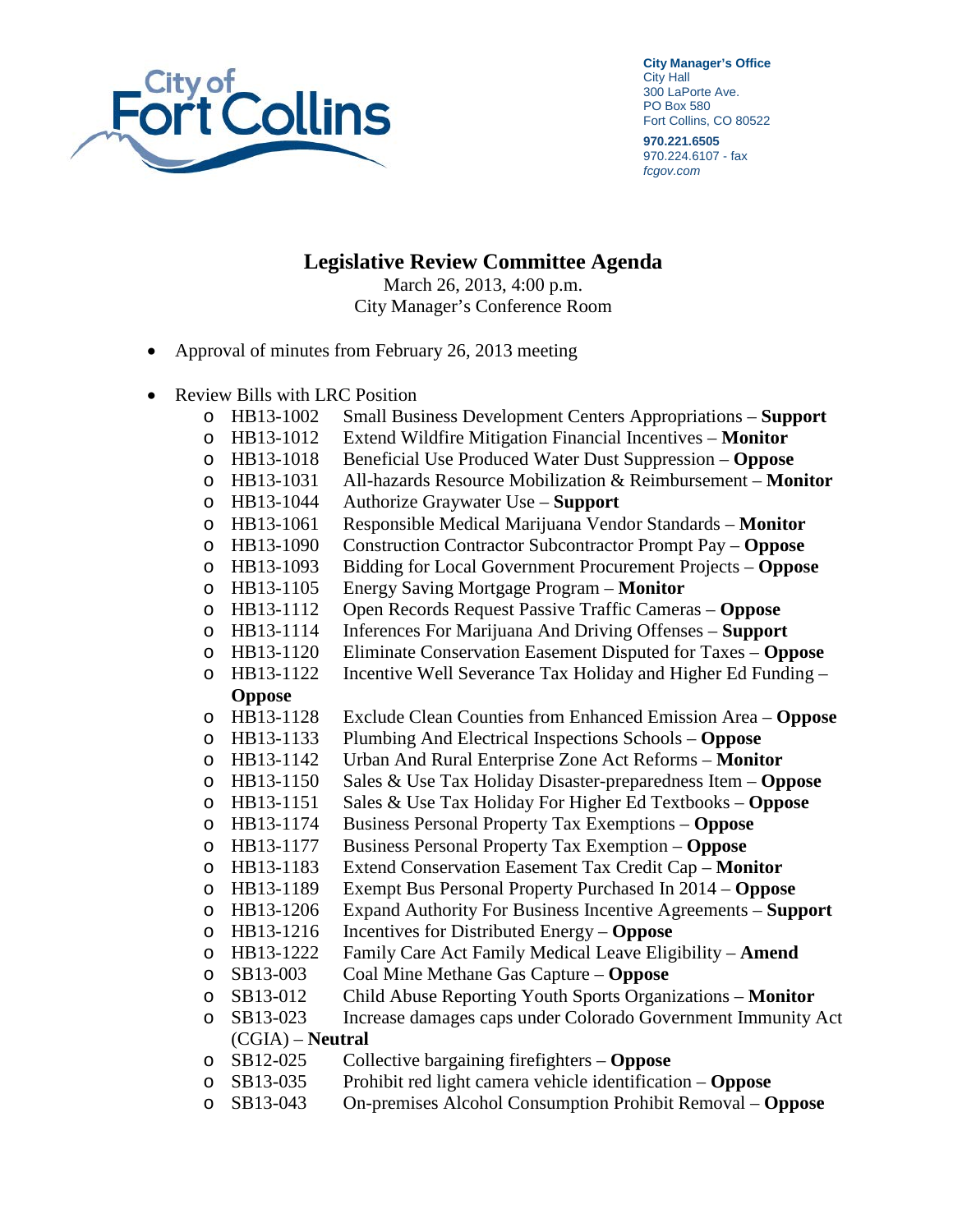City Manager's Office
City Hall
300 LaPorte Ave.
PO Box 580
Fort Collins, CO 80522

970.221.6505
970.224.6107 - fax
*fcgov.com*

# Legislative Review Committee Agenda

March 26, 2013, 4:00 p.m.
City Manager's Conference Room

- Approval of minutes from February 26, 2013 meeting
- Review Bills with LRC Position
  - HB13-1002 Small Business Development Centers Appropriations – **Support**
  - HB13-1012 Extend Wildfire Mitigation Financial Incentives – **Monitor**
  - HB13-1018 Beneficial Use Produced Water Dust Suppression – **Oppose**
  - HB13-1031 All-hazards Resource Mobilization & Reimbursement – **Monitor**
  - HB13-1044 Authorize Graywater Use – **Support**
  - HB13-1061 Responsible Medical Marijuana Vendor Standards – **Monitor**
  - HB13-1090 Construction Contractor Subcontractor Prompt Pay – **Oppose**
  - HB13-1093 Bidding for Local Government Procurement Projects – **Oppose**
  - HB13-1105 Energy Saving Mortgage Program – **Monitor**
  - HB13-1112 Open Records Request Passive Traffic Cameras – **Oppose**
  - HB13-1114 Inferences For Marijuana And Driving Offenses – **Support**
  - HB13-1120 Eliminate Conservation Easement Disputed for Taxes – **Oppose**
  - HB13-1122 Incentive Well Severance Tax Holiday and Higher Ed Funding – **Oppose**
  - HB13-1128 Exclude Clean Counties from Enhanced Emission Area – **Oppose**
  - HB13-1133 Plumbing And Electrical Inspections Schools – **Oppose**
  - HB13-1142 Urban And Rural Enterprise Zone Act Reforms – **Monitor**
  - HB13-1150 Sales & Use Tax Holiday Disaster-preparedness Item – **Oppose**
  - HB13-1151 Sales & Use Tax Holiday For Higher Ed Textbooks – **Oppose**
  - HB13-1174 Business Personal Property Tax Exemptions – **Oppose**
  - HB13-1177 Business Personal Property Tax Exemption – **Oppose**
  - HB13-1183 Extend Conservation Easement Tax Credit Cap – **Monitor**
  - HB13-1189 Exempt Bus Personal Property Purchased In 2014 – **Oppose**
  - HB13-1206 Expand Authority For Business Incentive Agreements – **Support**
  - HB13-1216 Incentives for Distributed Energy – **Oppose**
  - HB13-1222 Family Care Act Family Medical Leave Eligibility – **Amend**
  - SB13-003 Coal Mine Methane Gas Capture – **Oppose**
  - SB13-012 Child Abuse Reporting Youth Sports Organizations – **Monitor**
  - SB13-023 Increase damages caps under Colorado Government Immunity Act (CGIA) – **Neutral**
  - SB12-025 Collective bargaining firefighters – **Oppose**
  - SB13-035 Prohibit red light camera vehicle identification – **Oppose**
  - SB13-043 On-premises Alcohol Consumption Prohibit Removal – **Oppose**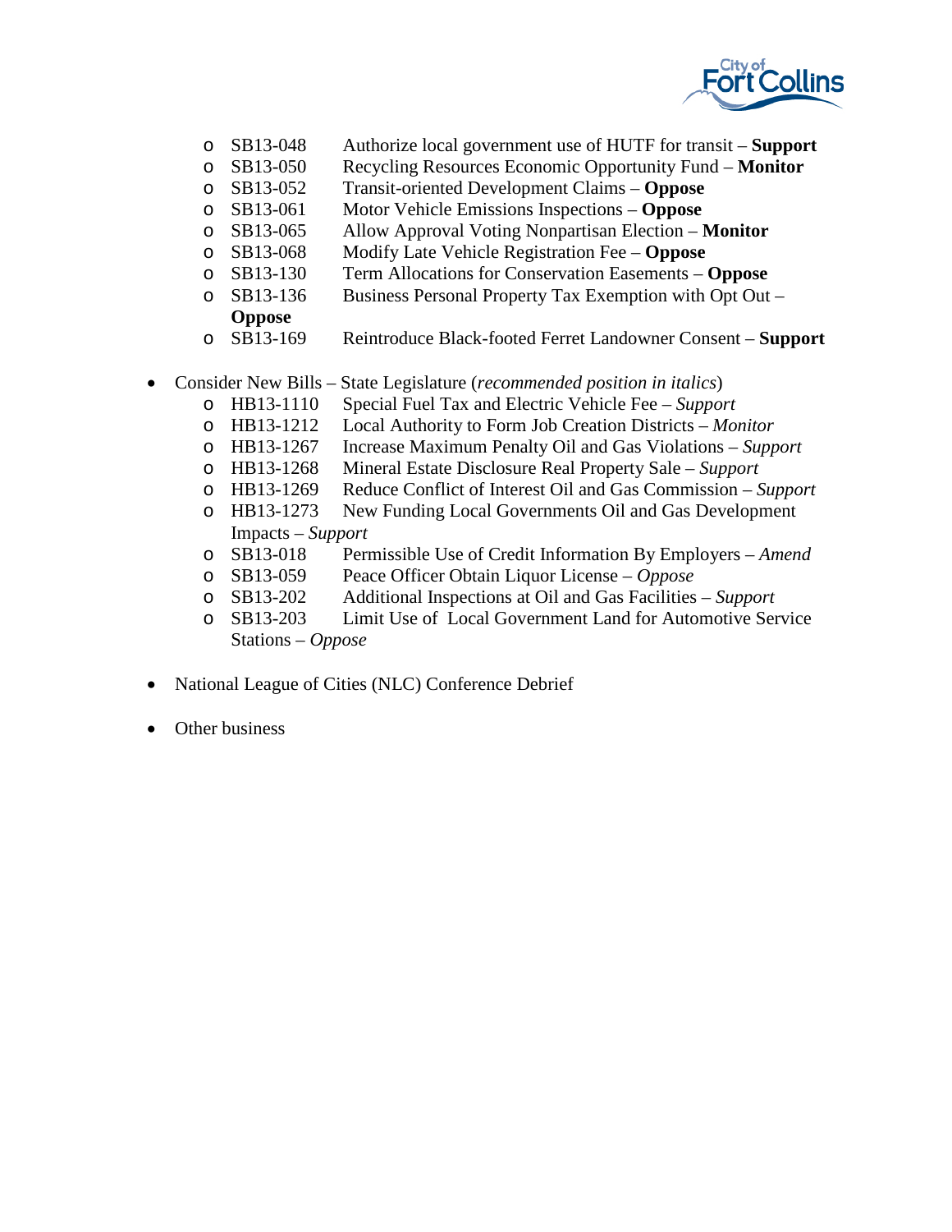- SB13-048 Authorize local government use of HUTF for transit – **Support**
  - SB13-050 Recycling Resources Economic Opportunity Fund – **Monitor**
  - SB13-052 Transit-oriented Development Claims – **Oppose**
  - SB13-061 Motor Vehicle Emissions Inspections – **Oppose**
  - SB13-065 Allow Approval Voting Nonpartisan Election – **Monitor**
  - SB13-068 Modify Late Vehicle Registration Fee – **Oppose**
  - SB13-130 Term Allocations for Conservation Easements – **Oppose**
  - SB13-136 Business Personal Property Tax Exemption with Opt Out – **Oppose**
  - SB13-169 Reintroduce Black-footed Ferret Landowner Consent – **Support**

- Consider New Bills – State Legislature (*recommended position in italics*)
  - HB13-1110 Special Fuel Tax and Electric Vehicle Fee – *Support*
  - HB13-1212 Local Authority to Form Job Creation Districts – *Monitor*
  - HB13-1267 Increase Maximum Penalty Oil and Gas Violations – *Support*
  - HB13-1268 Mineral Estate Disclosure Real Property Sale – *Support*
  - HB13-1269 Reduce Conflict of Interest Oil and Gas Commission – *Support*
  - HB13-1273 New Funding Local Governments Oil and Gas Development Impacts – *Support*
  - SB13-018 Permissible Use of Credit Information By Employers – *Amend*
  - SB13-059 Peace Officer Obtain Liquor License – *Oppose*
  - SB13-202 Additional Inspections at Oil and Gas Facilities – *Support*
  - SB13-203 Limit Use of Local Government Land for Automotive Service Stations – *Oppose*

- National League of Cities (NLC) Conference Debrief

- Other business